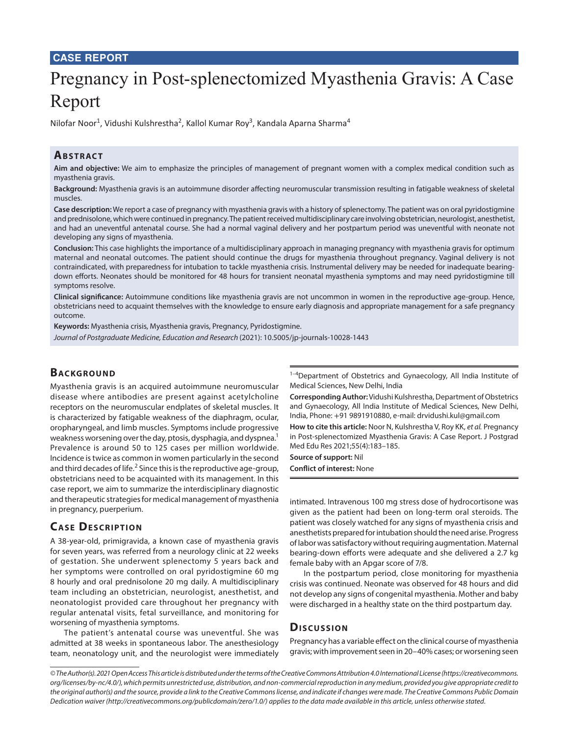## CASE REPORT

# Pregnancy in Post-splenectomized Myasthenia Gravis: A Case Report

Nilofar Noor[1], Vidushi Kulshrestha[2], Kallol Kumar Roy[3], Kandala Aparna Sharma[4]

## Abstract

**Aim and objective:** We aim to emphasize the principles of management of pregnant women with a complex medical condition such as myasthenia gravis.

**Background:** Myasthenia gravis is an autoimmune disorder affecting neuromuscular transmission resulting in fatigable weakness of skeletal muscles.

**Case description:** We report a case of pregnancy with myasthenia gravis with a history of splenectomy. The patient was on oral pyridostigmine and prednisolone, which were continued in pregnancy. The patient received multidisciplinary care involving obstetrician, neurologist, anesthetist, and had an uneventful antenatal course. She had a normal vaginal delivery and her postpartum period was uneventful with neonate not developing any signs of myasthenia.

**Conclusion:** This case highlights the importance of a multidisciplinary approach in managing pregnancy with myasthenia gravis for optimum maternal and neonatal outcomes. The patient should continue the drugs for myasthenia throughout pregnancy. Vaginal delivery is not contraindicated, with preparedness for intubation to tackle myasthenia crisis. Instrumental delivery may be needed for inadequate bearing-down efforts. Neonates should be monitored for 48 hours for transient neonatal myasthenia symptoms and may need pyridostigmine till symptoms resolve.

**Clinical significance:** Autoimmune conditions like myasthenia gravis are not uncommon in women in the reproductive age-group. Hence, obstetricians need to acquaint themselves with the knowledge to ensure early diagnosis and appropriate management for a safe pregnancy outcome.

**Keywords:** Myasthenia crisis, Myasthenia gravis, Pregnancy, Pyridostigmine.

*Journal of Postgraduate Medicine, Education and Research* (2021): 10.5005/jp-journals-10028-1443

## Background

Myasthenia gravis is an acquired autoimmune neuromuscular disease where antibodies are present against acetylcholine receptors on the neuromuscular endplates of skeletal muscles. It is characterized by fatigable weakness of the diaphragm, ocular, oropharyngeal, and limb muscles. Symptoms include progressive weakness worsening over the day, ptosis, dysphagia, and dyspnea.[1] Prevalence is around 50 to 125 cases per million worldwide. Incidence is twice as common in women particularly in the second and third decades of life.[2] Since this is the reproductive age-group, obstetricians need to be acquainted with its management. In this case report, we aim to summarize the interdisciplinary diagnostic and therapeutic strategies for medical management of myasthenia in pregnancy, puerperium.

## Case Description

A 38-year-old, primigravida, a known case of myasthenia gravis for seven years, was referred from a neurology clinic at 22 weeks of gestation. She underwent splenectomy 5 years back and her symptoms were controlled on oral pyridostigmine 60 mg 8 hourly and oral prednisolone 20 mg daily. A multidisciplinary team including an obstetrician, neurologist, anesthetist, and neonatologist provided care throughout her pregnancy with regular antenatal visits, fetal surveillance, and monitoring for worsening of myasthenia symptoms.

The patient's antenatal course was uneventful. She was admitted at 38 weeks in spontaneous labor. The anesthesiology team, neonatology unit, and the neurologist were immediately intimated. Intravenous 100 mg stress dose of hydrocortisone was given as the patient had been on long-term oral steroids. The patient was closely watched for any signs of myasthenia crisis and anesthetists prepared for intubation should the need arise. Progress of labor was satisfactory without requiring augmentation. Maternal bearing-down efforts were adequate and she delivered a 2.7 kg female baby with an Apgar score of 7/8.

In the postpartum period, close monitoring for myasthenia crisis was continued. Neonate was observed for 48 hours and did not develop any signs of congenital myasthenia. Mother and baby were discharged in a healthy state on the third postpartum day.

## Discussion

Pregnancy has a variable effect on the clinical course of myasthenia gravis; with improvement seen in 20–40% cases; or worsening seen

---

[1–4]Department of Obstetrics and Gynaecology, All India Institute of Medical Sciences, New Delhi, India

**Corresponding Author:** Vidushi Kulshrestha, Department of Obstetrics and Gynaecology, All India Institute of Medical Sciences, New Delhi, India, Phone: +91 9891910880, e-mail: drvidushi.kul@gmail.com

**How to cite this article:** Noor N, Kulshrestha V, Roy KK, *et al.* Pregnancy in Post-splenectomized Myasthenia Gravis: A Case Report. J Postgrad Med Edu Res 2021;55(4):183–185.

**Source of support:** Nil

**Conflict of interest:** None

*© The Author(s). 2021 Open Access This article is distributed under the terms of the Creative Commons Attribution 4.0 International License (https://creativecommons.org/licenses/by-nc/4.0/), which permits unrestricted use, distribution, and non-commercial reproduction in any medium, provided you give appropriate credit to the original author(s) and the source, provide a link to the Creative Commons license, and indicate if changes were made. The Creative Commons Public Domain Dedication waiver (http://creativecommons.org/publicdomain/zero/1.0/) applies to the data made available in this article, unless otherwise stated.*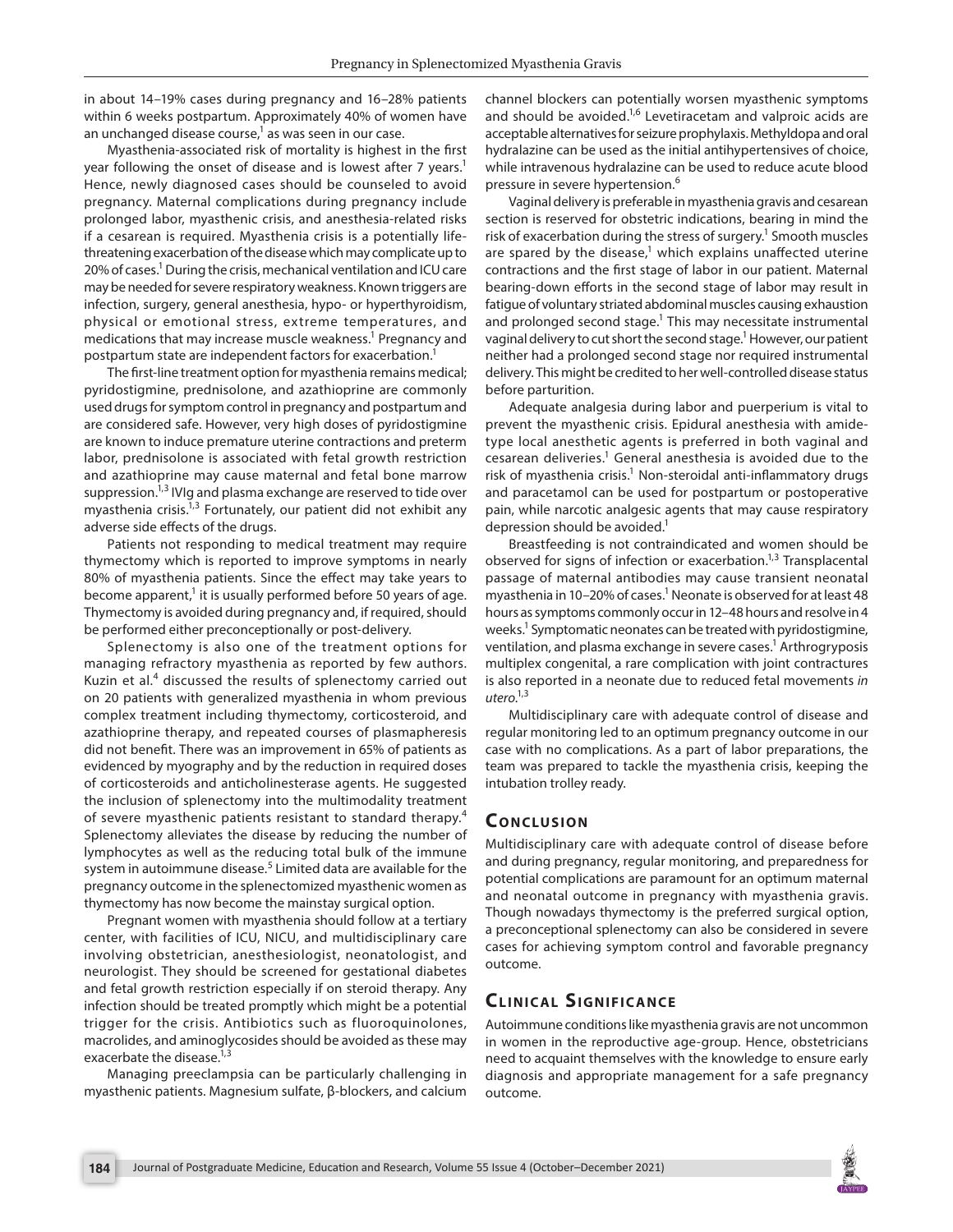in about 14–19% cases during pregnancy and 16–28% patients within 6 weeks postpartum. Approximately 40% of women have an unchanged disease course,[1] as was seen in our case.

Myasthenia-associated risk of mortality is highest in the first year following the onset of disease and is lowest after 7 years.[1] Hence, newly diagnosed cases should be counseled to avoid pregnancy. Maternal complications during pregnancy include prolonged labor, myasthenic crisis, and anesthesia-related risks if a cesarean is required. Myasthenia crisis is a potentially life-threatening exacerbation of the disease which may complicate up to 20% of cases.[1] During the crisis, mechanical ventilation and ICU care may be needed for severe respiratory weakness. Known triggers are infection, surgery, general anesthesia, hypo- or hyperthyroidism, physical or emotional stress, extreme temperatures, and medications that may increase muscle weakness.[1] Pregnancy and postpartum state are independent factors for exacerbation.[1]

The first-line treatment option for myasthenia remains medical; pyridostigmine, prednisolone, and azathioprine are commonly used drugs for symptom control in pregnancy and postpartum and are considered safe. However, very high doses of pyridostigmine are known to induce premature uterine contractions and preterm labor, prednisolone is associated with fetal growth restriction and azathioprine may cause maternal and fetal bone marrow suppression.[1,3] IVIg and plasma exchange are reserved to tide over myasthenia crisis.[1,3] Fortunately, our patient did not exhibit any adverse side effects of the drugs.

Patients not responding to medical treatment may require thymectomy which is reported to improve symptoms in nearly 80% of myasthenia patients. Since the effect may take years to become apparent,[1] it is usually performed before 50 years of age. Thymectomy is avoided during pregnancy and, if required, should be performed either preconceptionally or post-delivery.

Splenectomy is also one of the treatment options for managing refractory myasthenia as reported by few authors. Kuzin et al.[4] discussed the results of splenectomy carried out on 20 patients with generalized myasthenia in whom previous complex treatment including thymectomy, corticosteroid, and azathioprine therapy, and repeated courses of plasmapheresis did not benefit. There was an improvement in 65% of patients as evidenced by myography and by the reduction in required doses of corticosteroids and anticholinesterase agents. He suggested the inclusion of splenectomy into the multimodality treatment of severe myasthenic patients resistant to standard therapy.[4] Splenectomy alleviates the disease by reducing the number of lymphocytes as well as the reducing total bulk of the immune system in autoimmune disease.[5] Limited data are available for the pregnancy outcome in the splenectomized myasthenic women as thymectomy has now become the mainstay surgical option.

Pregnant women with myasthenia should follow at a tertiary center, with facilities of ICU, NICU, and multidisciplinary care involving obstetrician, anesthesiologist, neonatologist, and neurologist. They should be screened for gestational diabetes and fetal growth restriction especially if on steroid therapy. Any infection should be treated promptly which might be a potential trigger for the crisis. Antibiotics such as fluoroquinolones, macrolides, and aminoglycosides should be avoided as these may exacerbate the disease.[1,3]

Managing preeclampsia can be particularly challenging in myasthenic patients. Magnesium sulfate, β-blockers, and calcium channel blockers can potentially worsen myasthenic symptoms and should be avoided.[1,6] Levetiracetam and valproic acids are acceptable alternatives for seizure prophylaxis. Methyldopa and oral hydralazine can be used as the initial antihypertensives of choice, while intravenous hydralazine can be used to reduce acute blood pressure in severe hypertension.[6]

Vaginal delivery is preferable in myasthenia gravis and cesarean section is reserved for obstetric indications, bearing in mind the risk of exacerbation during the stress of surgery.[1] Smooth muscles are spared by the disease,[1] which explains unaffected uterine contractions and the first stage of labor in our patient. Maternal bearing-down efforts in the second stage of labor may result in fatigue of voluntary striated abdominal muscles causing exhaustion and prolonged second stage.[1] This may necessitate instrumental vaginal delivery to cut short the second stage.[1] However, our patient neither had a prolonged second stage nor required instrumental delivery. This might be credited to her well-controlled disease status before parturition.

Adequate analgesia during labor and puerperium is vital to prevent the myasthenic crisis. Epidural anesthesia with amide-type local anesthetic agents is preferred in both vaginal and cesarean deliveries.[1] General anesthesia is avoided due to the risk of myasthenia crisis.[1] Non-steroidal anti-inflammatory drugs and paracetamol can be used for postpartum or postoperative pain, while narcotic analgesic agents that may cause respiratory depression should be avoided.[1]

Breastfeeding is not contraindicated and women should be observed for signs of infection or exacerbation.[1,3] Transplacental passage of maternal antibodies may cause transient neonatal myasthenia in 10–20% of cases.[1] Neonate is observed for at least 48 hours as symptoms commonly occur in 12–48 hours and resolve in 4 weeks.[1] Symptomatic neonates can be treated with pyridostigmine, ventilation, and plasma exchange in severe cases.[1] Arthrogryposis multiplex congenital, a rare complication with joint contractures is also reported in a neonate due to reduced fetal movements *in utero*.[1,3]

Multidisciplinary care with adequate control of disease and regular monitoring led to an optimum pregnancy outcome in our case with no complications. As a part of labor preparations, the team was prepared to tackle the myasthenia crisis, keeping the intubation trolley ready.

## Conclusion

Multidisciplinary care with adequate control of disease before and during pregnancy, regular monitoring, and preparedness for potential complications are paramount for an optimum maternal and neonatal outcome in pregnancy with myasthenia gravis. Though nowadays thymectomy is the preferred surgical option, a preconceptional splenectomy can also be considered in severe cases for achieving symptom control and favorable pregnancy outcome.

## Clinical Significance

Autoimmune conditions like myasthenia gravis are not uncommon in women in the reproductive age-group. Hence, obstetricians need to acquaint themselves with the knowledge to ensure early diagnosis and appropriate management for a safe pregnancy outcome.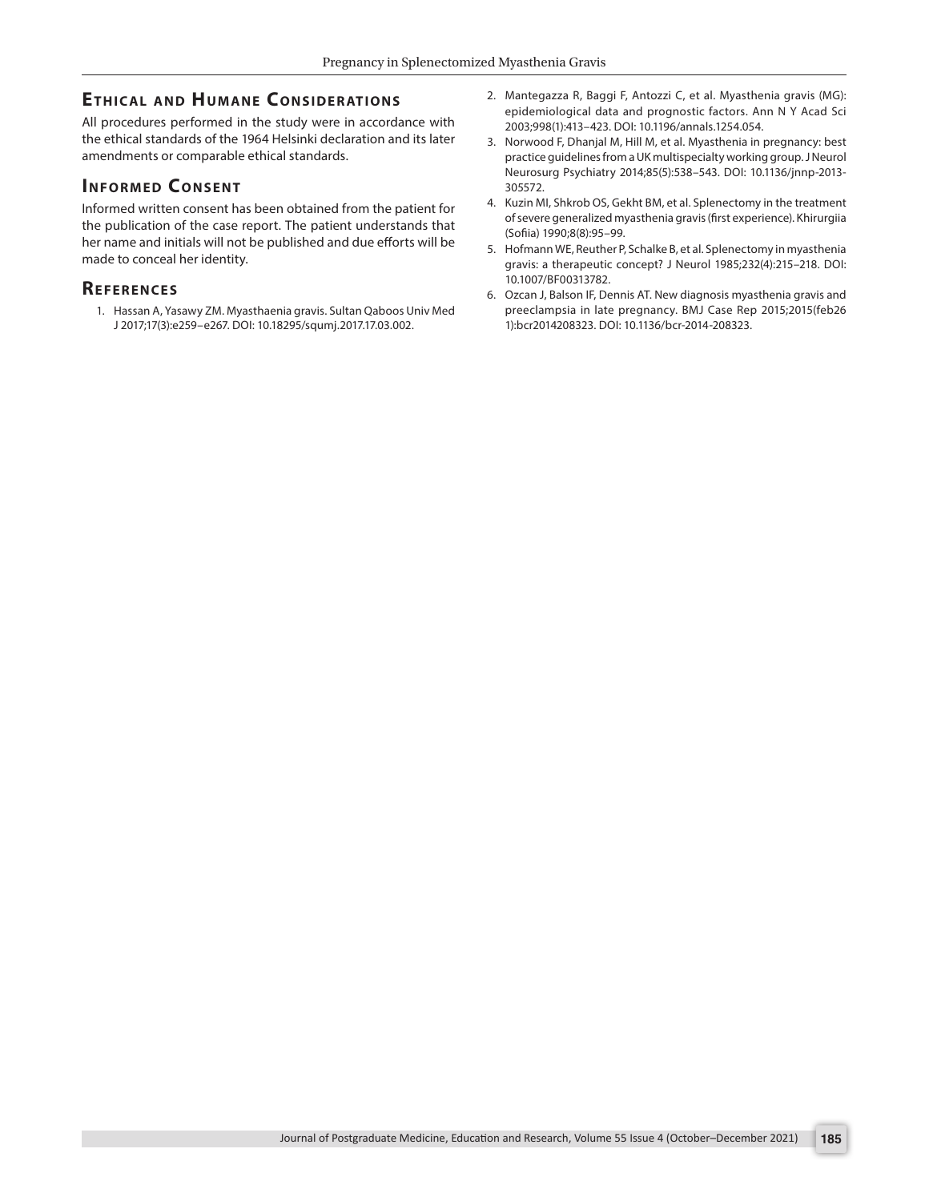## Ethical and Humane Considerations

All procedures performed in the study were in accordance with the ethical standards of the 1964 Helsinki declaration and its later amendments or comparable ethical standards.

## Informed Consent

Informed written consent has been obtained from the patient for the publication of the case report. The patient understands that her name and initials will not be published and due efforts will be made to conceal her identity.

## References

1. Hassan A, Yasawy ZM. Myasthaenia gravis. Sultan Qaboos Univ Med J 2017;17(3):e259–e267. DOI: 10.18295/squmj.2017.17.03.002.
2. Mantegazza R, Baggi F, Antozzi C, et al. Myasthenia gravis (MG): epidemiological data and prognostic factors. Ann N Y Acad Sci 2003;998(1):413–423. DOI: 10.1196/annals.1254.054.
3. Norwood F, Dhanjal M, Hill M, et al. Myasthenia in pregnancy: best practice guidelines from a UK multispecialty working group. J Neurol Neurosurg Psychiatry 2014;85(5):538–543. DOI: 10.1136/jnnp-2013-305572.
4. Kuzin MI, Shkrob OS, Gekht BM, et al. Splenectomy in the treatment of severe generalized myasthenia gravis (first experience). Khirurgiia (Sofiia) 1990;8(8):95–99.
5. Hofmann WE, Reuther P, Schalke B, et al. Splenectomy in myasthenia gravis: a therapeutic concept? J Neurol 1985;232(4):215–218. DOI: 10.1007/BF00313782.
6. Ozcan J, Balson IF, Dennis AT. New diagnosis myasthenia gravis and preeclampsia in late pregnancy. BMJ Case Rep 2015;2015(feb26 1):bcr2014208323. DOI: 10.1136/bcr-2014-208323.